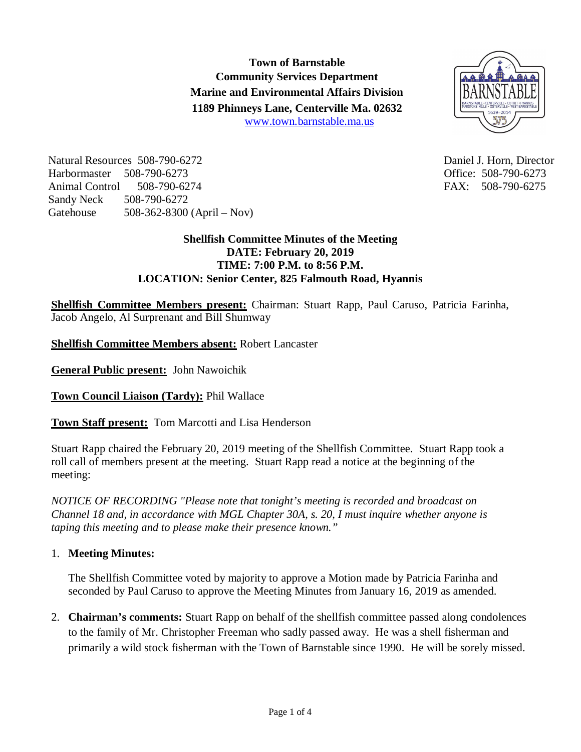**Town of Barnstable**
**Community Services Department**
**Marine and Environmental Affairs Division**
**1189 Phinneys Lane, Centerville Ma. 02632**
www.town.barnstable.ma.us

Natural Resources 508-790-6272
Harbormaster 508-790-6273
Animal Control 508-790-6274
Sandy Neck 508-790-6272
Gatehouse 508-362-8300 (April – Nov)

Daniel J. Horn, Director
Office: 508-790-6273
FAX: 508-790-6275

**Shellfish Committee Minutes of the Meeting**
**DATE: February 20, 2019**
**TIME: 7:00 P.M. to 8:56 P.M.**
**LOCATION: Senior Center, 825 Falmouth Road, Hyannis**

**Shellfish Committee Members present:** Chairman: Stuart Rapp, Paul Caruso, Patricia Farinha, Jacob Angelo, Al Surprenant and Bill Shumway

**Shellfish Committee Members absent:** Robert Lancaster

**General Public present:** John Nawoichik

**Town Council Liaison (Tardy):** Phil Wallace

**Town Staff present:** Tom Marcotti and Lisa Henderson

Stuart Rapp chaired the February 20, 2019 meeting of the Shellfish Committee. Stuart Rapp took a roll call of members present at the meeting. Stuart Rapp read a notice at the beginning of the meeting:

*NOTICE OF RECORDING "Please note that tonight's meeting is recorded and broadcast on Channel 18 and, in accordance with MGL Chapter 30A, s. 20, I must inquire whether anyone is taping this meeting and to please make their presence known."*

1. **Meeting Minutes:**

   The Shellfish Committee voted by majority to approve a Motion made by Patricia Farinha and seconded by Paul Caruso to approve the Meeting Minutes from January 16, 2019 as amended.

2. **Chairman's comments:** Stuart Rapp on behalf of the shellfish committee passed along condolences to the family of Mr. Christopher Freeman who sadly passed away. He was a shell fisherman and primarily a wild stock fisherman with the Town of Barnstable since 1990. He will be sorely missed.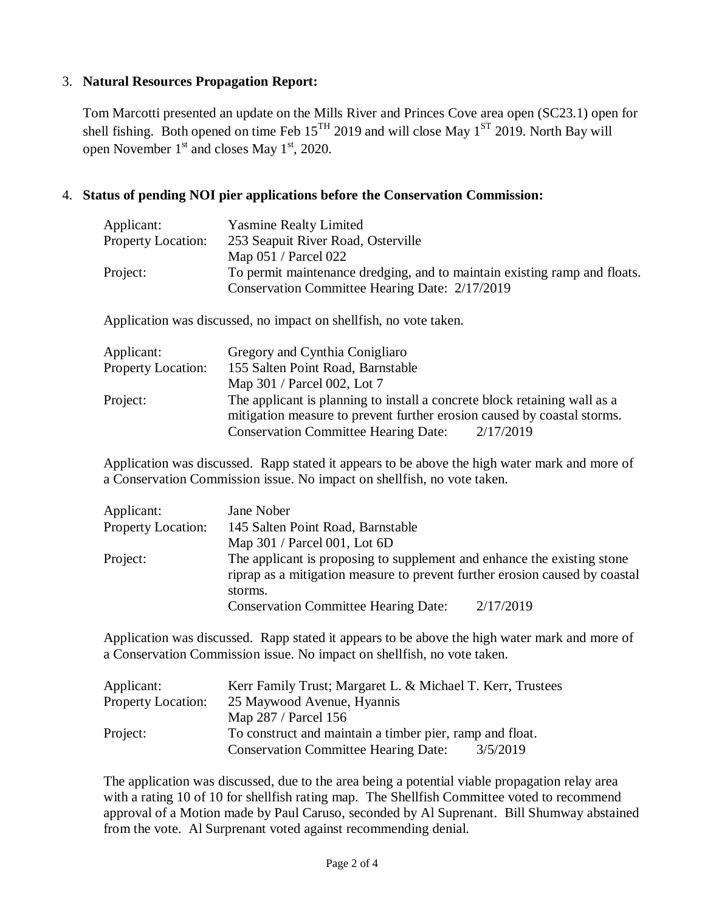3. **Natural Resources Propagation Report:**

   Tom Marcotti presented an update on the Mills River and Princes Cove area open (SC23.1) open for shell fishing. Both opened on time Feb 15TH 2019 and will close May 1ST 2019. North Bay will open November 1st and closes May 1st, 2020.

4. **Status of pending NOI pier applications before the Conservation Commission:**

   | | |
   |---|---|
   | Applicant: | Yasmine Realty Limited |
   | Property Location: | 253 Seapuit River Road, Osterville<br>Map 051 / Parcel 022 |
   | Project: | To permit maintenance dredging, and to maintain existing ramp and floats.<br>Conservation Committee Hearing Date: 2/17/2019 |

   Application was discussed, no impact on shellfish, no vote taken.

   | | |
   |---|---|
   | Applicant: | Gregory and Cynthia Conigliaro |
   | Property Location: | 155 Salten Point Road, Barnstable<br>Map 301 / Parcel 002, Lot 7 |
   | Project: | The applicant is planning to install a concrete block retaining wall as a mitigation measure to prevent further erosion caused by coastal storms.<br>Conservation Committee Hearing Date: 2/17/2019 |

   Application was discussed. Rapp stated it appears to be above the high water mark and more of a Conservation Commission issue. No impact on shellfish, no vote taken.

   | | |
   |---|---|
   | Applicant: | Jane Nober |
   | Property Location: | 145 Salten Point Road, Barnstable<br>Map 301 / Parcel 001, Lot 6D |
   | Project: | The applicant is proposing to supplement and enhance the existing stone riprap as a mitigation measure to prevent further erosion caused by coastal storms.<br>Conservation Committee Hearing Date: 2/17/2019 |

   Application was discussed. Rapp stated it appears to be above the high water mark and more of a Conservation Commission issue. No impact on shellfish, no vote taken.

   | | |
   |---|---|
   | Applicant: | Kerr Family Trust; Margaret L. & Michael T. Kerr, Trustees |
   | Property Location: | 25 Maywood Avenue, Hyannis<br>Map 287 / Parcel 156 |
   | Project: | To construct and maintain a timber pier, ramp and float.<br>Conservation Committee Hearing Date: 3/5/2019 |

   The application was discussed, due to the area being a potential viable propagation relay area with a rating 10 of 10 for shellfish rating map. The Shellfish Committee voted to recommend approval of a Motion made by Paul Caruso, seconded by Al Suprenant. Bill Shumway abstained from the vote. Al Surprenant voted against recommending denial.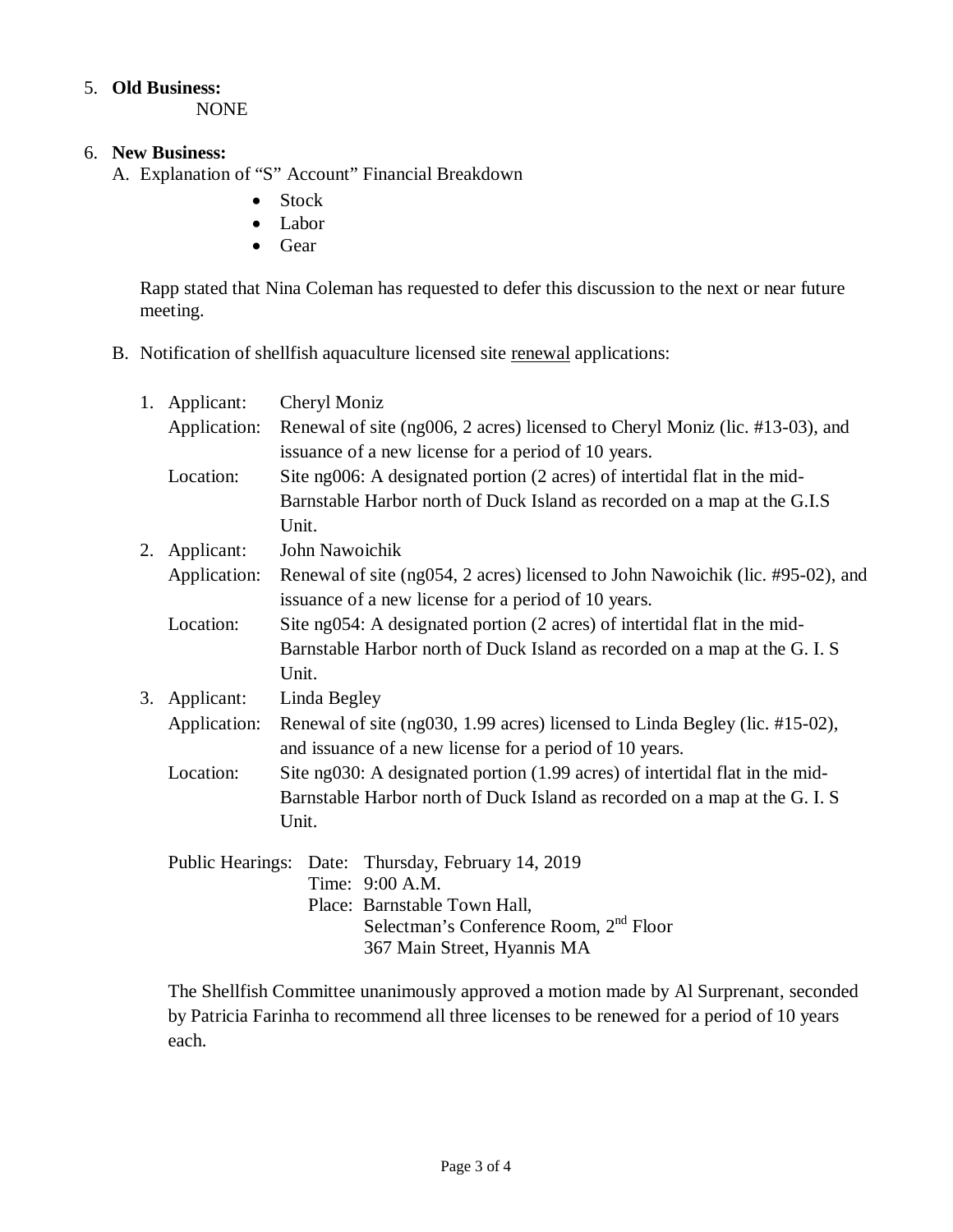5. **Old Business:**

   NONE

6. **New Business:**

   A. Explanation of "S" Account" Financial Breakdown

   - Stock
   - Labor
   - Gear

   Rapp stated that Nina Coleman has requested to defer this discussion to the next or near future meeting.

   B. Notification of shellfish aquaculture licensed site renewal applications:

   1. Applicant: Cheryl Moniz
      Application: Renewal of site (ng006, 2 acres) licensed to Cheryl Moniz (lic. #13-03), and issuance of a new license for a period of 10 years.
      Location: Site ng006: A designated portion (2 acres) of intertidal flat in the mid-Barnstable Harbor north of Duck Island as recorded on a map at the G.I.S Unit.
   2. Applicant: John Nawoichik
      Application: Renewal of site (ng054, 2 acres) licensed to John Nawoichik (lic. #95-02), and issuance of a new license for a period of 10 years.
      Location: Site ng054: A designated portion (2 acres) of intertidal flat in the mid-Barnstable Harbor north of Duck Island as recorded on a map at the G. I. S Unit.
   3. Applicant: Linda Begley
      Application: Renewal of site (ng030, 1.99 acres) licensed to Linda Begley (lic. #15-02), and issuance of a new license for a period of 10 years.
      Location: Site ng030: A designated portion (1.99 acres) of intertidal flat in the mid-Barnstable Harbor north of Duck Island as recorded on a map at the G. I. S Unit.

   Public Hearings: Date: Thursday, February 14, 2019
   Time: 9:00 A.M.
   Place: Barnstable Town Hall,
   Selectman's Conference Room, 2nd Floor
   367 Main Street, Hyannis MA

   The Shellfish Committee unanimously approved a motion made by Al Surprenant, seconded by Patricia Farinha to recommend all three licenses to be renewed for a period of 10 years each.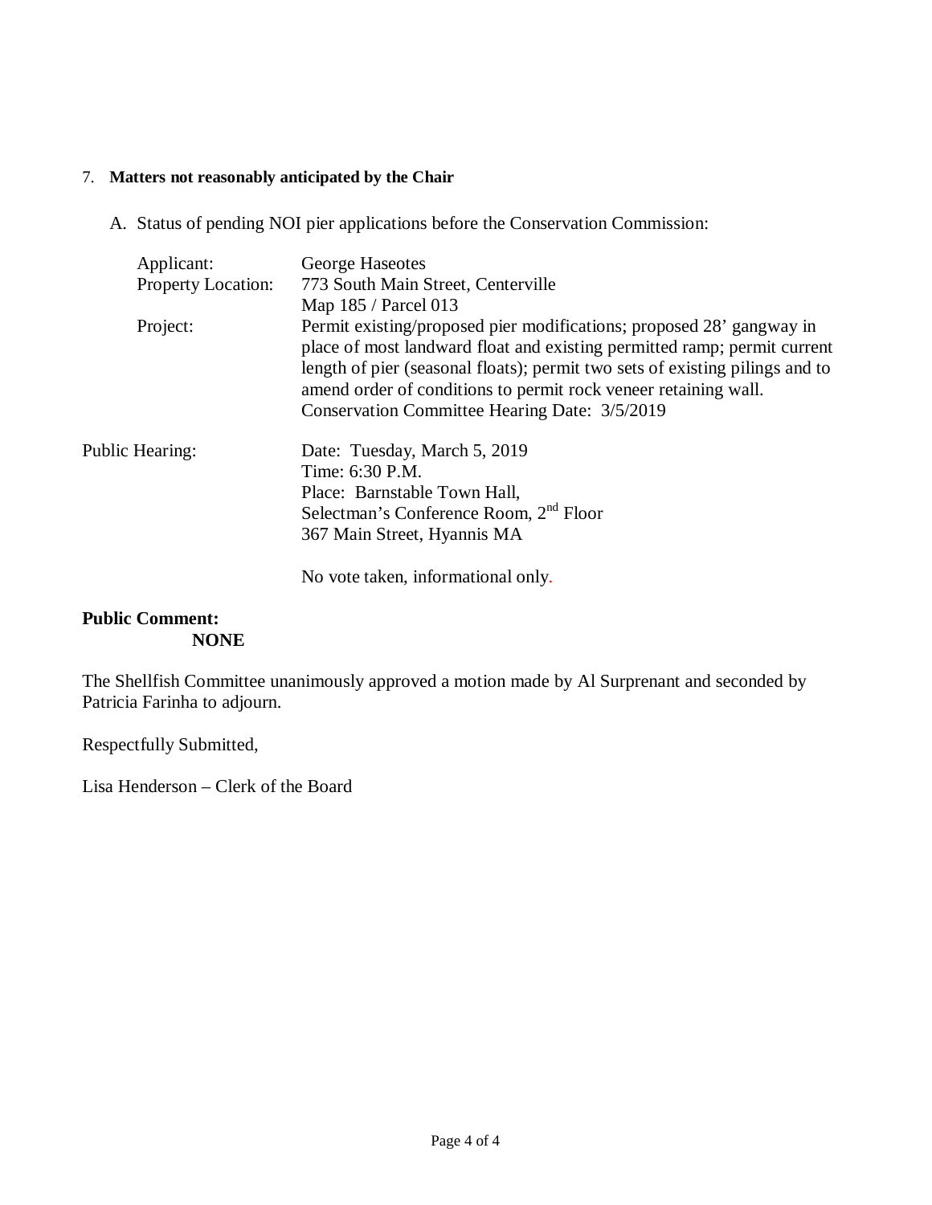7. **Matters not reasonably anticipated by the Chair**

   A. Status of pending NOI pier applications before the Conservation Commission:

| | |
|---|---|
| Applicant: | George Haseotes |
| Property Location: | 773 South Main Street, Centerville<br>Map 185 / Parcel 013 |
| Project: | Permit existing/proposed pier modifications; proposed 28' gangway in place of most landward float and existing permitted ramp; permit current length of pier (seasonal floats); permit two sets of existing pilings and to amend order of conditions to permit rock veneer retaining wall.<br>Conservation Committee Hearing Date: 3/5/2019 |
| Public Hearing: | Date: Tuesday, March 5, 2019<br>Time: 6:30 P.M.<br>Place: Barnstable Town Hall,<br>Selectman's Conference Room, 2nd Floor<br>367 Main Street, Hyannis MA |

No vote taken, informational only.

**Public Comment:**

**NONE**

The Shellfish Committee unanimously approved a motion made by Al Surprenant and seconded by Patricia Farinha to adjourn.

Respectfully Submitted,

Lisa Henderson – Clerk of the Board